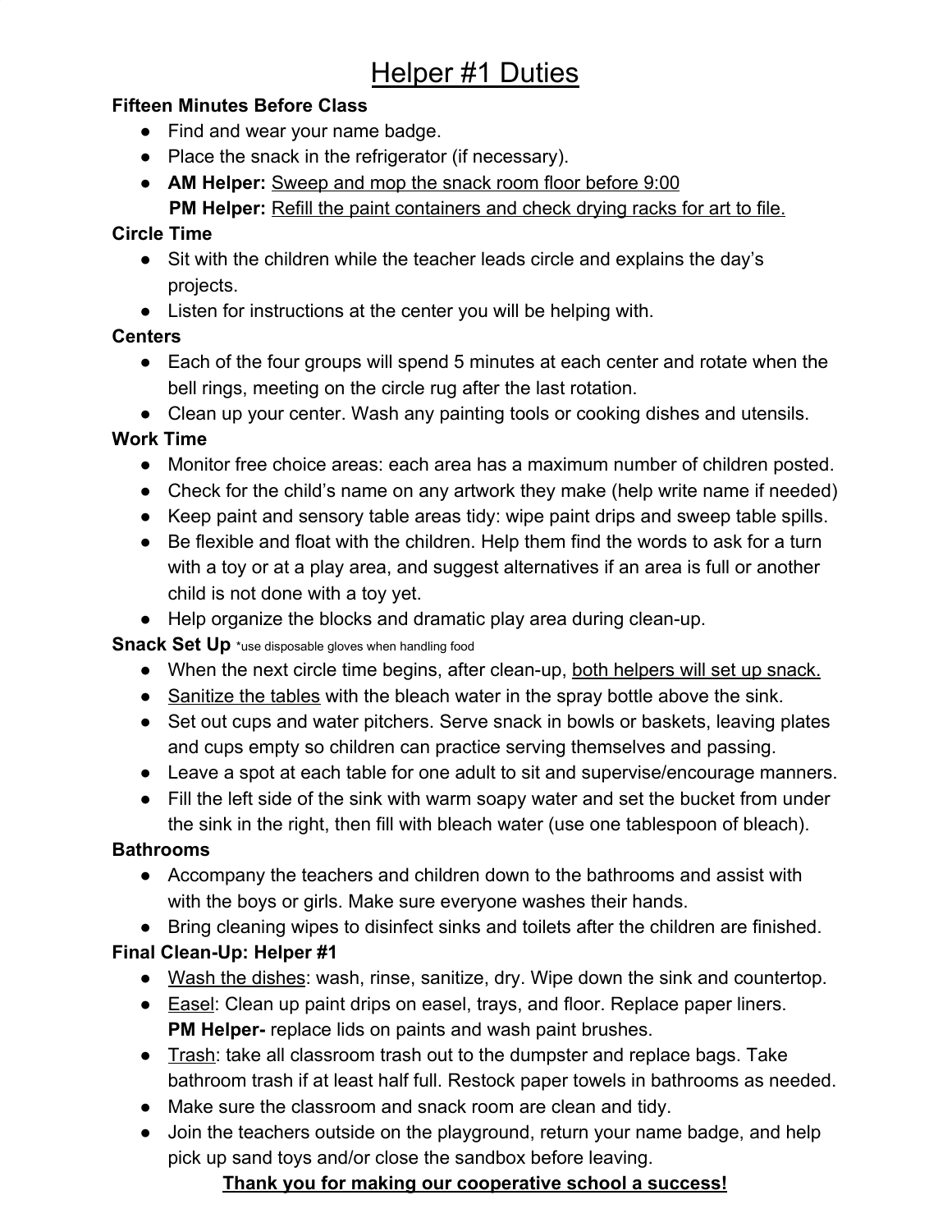# Helper #1 Duties

**Fifteen Minutes Before Class**

- Find and wear your name badge.
- Place the snack in the refrigerator (if necessary).
- **AM Helper:** Sweep and mop the snack room floor before 9:00
  **PM Helper:** Refill the paint containers and check drying racks for art to file.

**Circle Time**

- Sit with the children while the teacher leads circle and explains the day's projects.
- Listen for instructions at the center you will be helping with.

**Centers**

- Each of the four groups will spend 5 minutes at each center and rotate when the bell rings, meeting on the circle rug after the last rotation.
- Clean up your center. Wash any painting tools or cooking dishes and utensils.

**Work Time**

- Monitor free choice areas: each area has a maximum number of children posted.
- Check for the child's name on any artwork they make (help write name if needed)
- Keep paint and sensory table areas tidy: wipe paint drips and sweep table spills.
- Be flexible and float with the children. Help them find the words to ask for a turn with a toy or at a play area, and suggest alternatives if an area is full or another child is not done with a toy yet.
- Help organize the blocks and dramatic play area during clean-up.

**Snack Set Up** *use disposable gloves when handling food

- When the next circle time begins, after clean-up, both helpers will set up snack.
- Sanitize the tables with the bleach water in the spray bottle above the sink.
- Set out cups and water pitchers. Serve snack in bowls or baskets, leaving plates and cups empty so children can practice serving themselves and passing.
- Leave a spot at each table for one adult to sit and supervise/encourage manners.
- Fill the left side of the sink with warm soapy water and set the bucket from under the sink in the right, then fill with bleach water (use one tablespoon of bleach).

**Bathrooms**

- Accompany the teachers and children down to the bathrooms and assist with with the boys or girls. Make sure everyone washes their hands.
- Bring cleaning wipes to disinfect sinks and toilets after the children are finished.

**Final Clean-Up: Helper #1**

- Wash the dishes: wash, rinse, sanitize, dry. Wipe down the sink and countertop.
- Easel: Clean up paint drips on easel, trays, and floor. Replace paper liners.
  **PM Helper-** replace lids on paints and wash paint brushes.
- Trash: take all classroom trash out to the dumpster and replace bags. Take bathroom trash if at least half full. Restock paper towels in bathrooms as needed.
- Make sure the classroom and snack room are clean and tidy.
- Join the teachers outside on the playground, return your name badge, and help pick up sand toys and/or close the sandbox before leaving.

**Thank you for making our cooperative school a success!**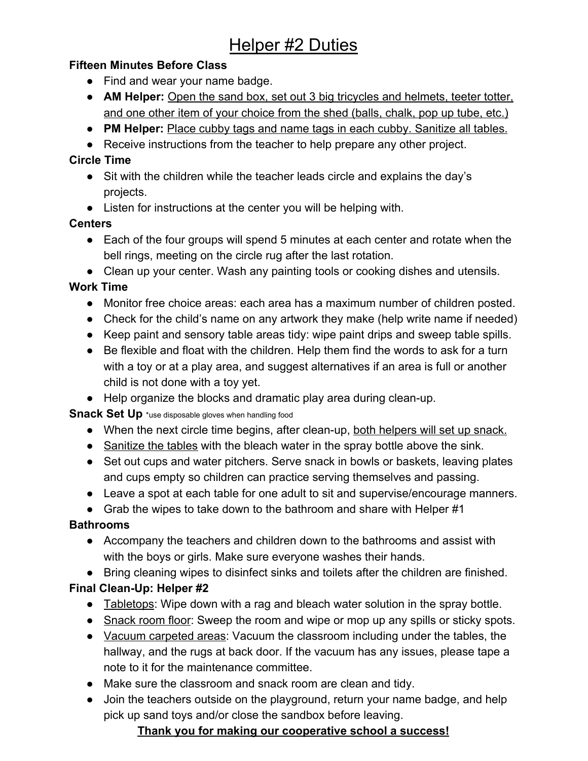# Helper #2 Duties

**Fifteen Minutes Before Class**

- Find and wear your name badge.
- **AM Helper:** Open the sand box, set out 3 big tricycles and helmets, teeter totter, and one other item of your choice from the shed (balls, chalk, pop up tube, etc.)
- **PM Helper:** Place cubby tags and name tags in each cubby. Sanitize all tables.
- Receive instructions from the teacher to help prepare any other project.

**Circle Time**

- Sit with the children while the teacher leads circle and explains the day's projects.
- Listen for instructions at the center you will be helping with.

**Centers**

- Each of the four groups will spend 5 minutes at each center and rotate when the bell rings, meeting on the circle rug after the last rotation.
- Clean up your center. Wash any painting tools or cooking dishes and utensils.

**Work Time**

- Monitor free choice areas: each area has a maximum number of children posted.
- Check for the child's name on any artwork they make (help write name if needed)
- Keep paint and sensory table areas tidy: wipe paint drips and sweep table spills.
- Be flexible and float with the children. Help them find the words to ask for a turn with a toy or at a play area, and suggest alternatives if an area is full or another child is not done with a toy yet.
- Help organize the blocks and dramatic play area during clean-up.

**Snack Set Up** *use disposable gloves when handling food

- When the next circle time begins, after clean-up, both helpers will set up snack.
- Sanitize the tables with the bleach water in the spray bottle above the sink.
- Set out cups and water pitchers. Serve snack in bowls or baskets, leaving plates and cups empty so children can practice serving themselves and passing.
- Leave a spot at each table for one adult to sit and supervise/encourage manners.
- Grab the wipes to take down to the bathroom and share with Helper #1

**Bathrooms**

- Accompany the teachers and children down to the bathrooms and assist with with the boys or girls. Make sure everyone washes their hands.
- Bring cleaning wipes to disinfect sinks and toilets after the children are finished.

**Final Clean-Up: Helper #2**

- Tabletops: Wipe down with a rag and bleach water solution in the spray bottle.
- Snack room floor: Sweep the room and wipe or mop up any spills or sticky spots.
- Vacuum carpeted areas: Vacuum the classroom including under the tables, the hallway, and the rugs at back door. If the vacuum has any issues, please tape a note to it for the maintenance committee.
- Make sure the classroom and snack room are clean and tidy.
- Join the teachers outside on the playground, return your name badge, and help pick up sand toys and/or close the sandbox before leaving.

**Thank you for making our cooperative school a success!**